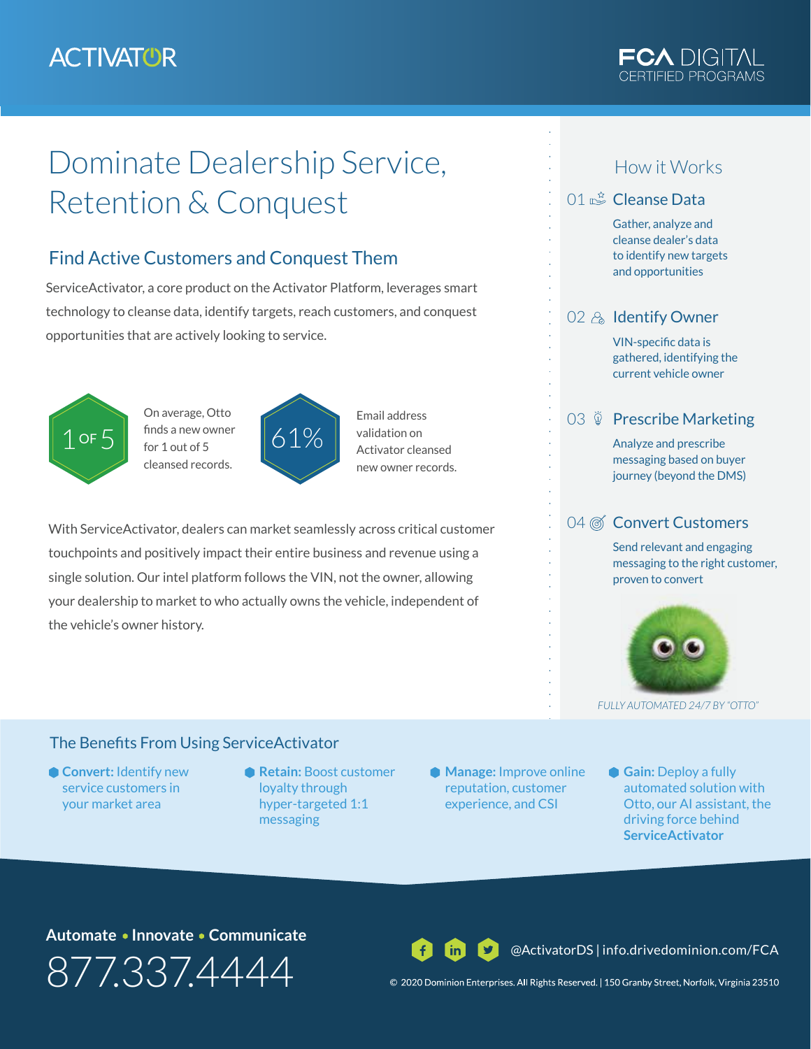ACTIVATOR

FCA DIGITAL
CERTIFIED PROGRAMS

# Dominate Dealership Service, Retention & Conquest

## Find Active Customers and Conquest Them

ServiceActivator, a core product on the Activator Platform, leverages smart technology to cleanse data, identify targets, reach customers, and conquest opportunities that are actively looking to service.

**1 OF 5** — On average, Otto finds a new owner for 1 out of 5 cleansed records.

**61%** — Email address validation on Activator cleansed new owner records.

With ServiceActivator, dealers can market seamlessly across critical customer touchpoints and positively impact their entire business and revenue using a single solution. Our intel platform follows the VIN, not the owner, allowing your dealership to market to who actually owns the vehicle, independent of the vehicle's owner history.

## How it Works

### 01 Cleanse Data

Gather, analyze and cleanse dealer's data to identify new targets and opportunities

### 02 Identify Owner

VIN-specific data is gathered, identifying the current vehicle owner

### 03 Prescribe Marketing

Analyze and prescribe messaging based on buyer journey (beyond the DMS)

### 04 Convert Customers

Send relevant and engaging messaging to the right customer, proven to convert

*FULLY AUTOMATED 24/7 BY "OTTO"*

## The Benefits From Using ServiceActivator

- **Convert:** Identify new service customers in your market area
- **Retain:** Boost customer loyalty through hyper-targeted 1:1 messaging
- **Manage:** Improve online reputation, customer experience, and CSI
- **Gain:** Deploy a fully automated solution with Otto, our AI assistant, the driving force behind **ServiceActivator**

**Automate • Innovate • Communicate**

877.337.4444

@ActivatorDS | info.drivedominion.com/FCA

© 2020 Dominion Enterprises. All Rights Reserved. | 150 Granby Street, Norfolk, Virginia 23510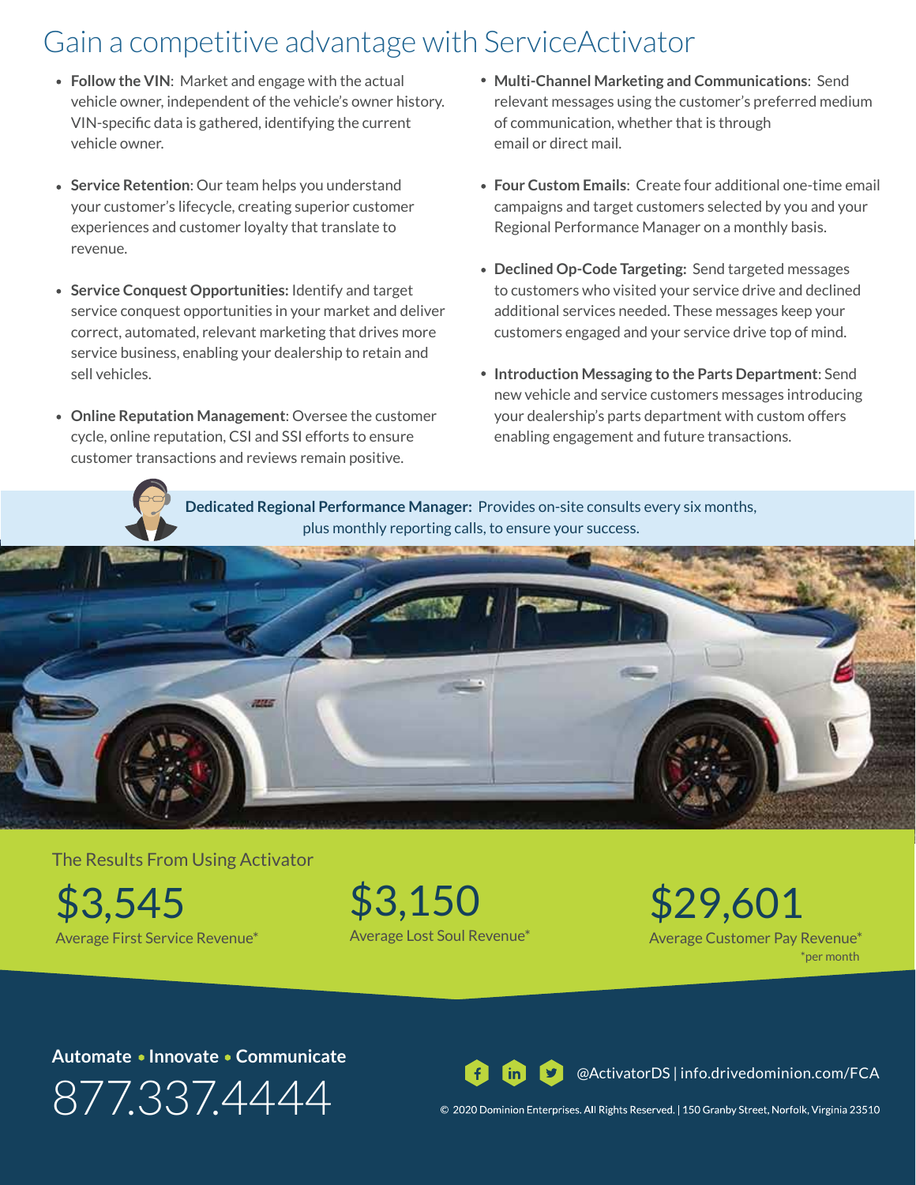# Gain a competitive advantage with ServiceActivator

- **Follow the VIN**: Market and engage with the actual vehicle owner, independent of the vehicle's owner history. VIN-specific data is gathered, identifying the current vehicle owner.
- **Service Retention**: Our team helps you understand your customer's lifecycle, creating superior customer experiences and customer loyalty that translate to revenue.
- **Service Conquest Opportunities:** Identify and target service conquest opportunities in your market and deliver correct, automated, relevant marketing that drives more service business, enabling your dealership to retain and sell vehicles.
- **Online Reputation Management**: Oversee the customer cycle, online reputation, CSI and SSI efforts to ensure customer transactions and reviews remain positive.
- **Multi-Channel Marketing and Communications**: Send relevant messages using the customer's preferred medium of communication, whether that is through email or direct mail.
- **Four Custom Emails**: Create four additional one-time email campaigns and target customers selected by you and your Regional Performance Manager on a monthly basis.
- **Declined Op-Code Targeting:** Send targeted messages to customers who visited your service drive and declined additional services needed. These messages keep your customers engaged and your service drive top of mind.
- **Introduction Messaging to the Parts Department**: Send new vehicle and service customers messages introducing your dealership's parts department with custom offers enabling engagement and future transactions.

**Dedicated Regional Performance Manager:** Provides on-site consults every six months, plus monthly reporting calls, to ensure your success.

## The Results From Using Activator

$3,545
Average First Service Revenue*

$3,150
Average Lost Soul Revenue*

$29,601
Average Customer Pay Revenue*

*per month

**Automate • Innovate • Communicate**

877.337.4444

@ActivatorDS | info.drivedominion.com/FCA

© 2020 Dominion Enterprises. All Rights Reserved. | 150 Granby Street, Norfolk, Virginia 23510